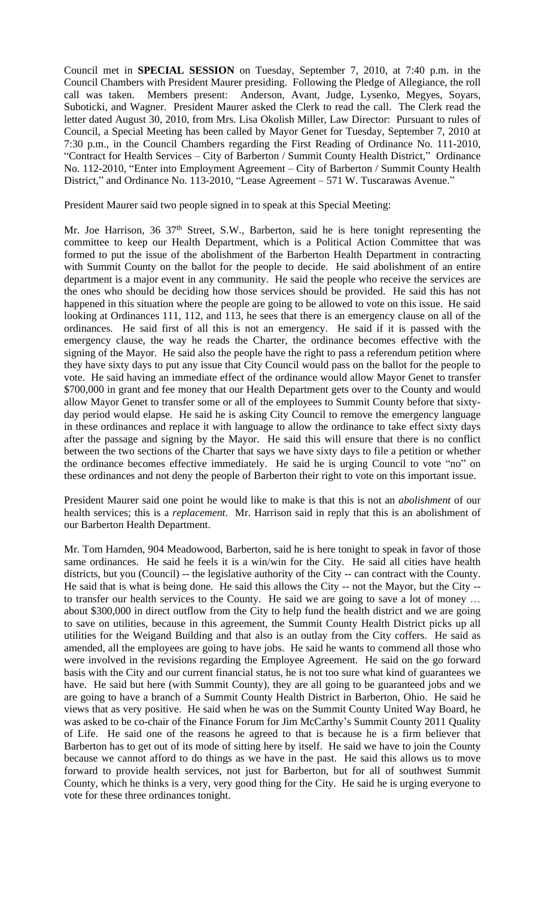Council met in **SPECIAL SESSION** on Tuesday, September 7, 2010, at 7:40 p.m. in the Council Chambers with President Maurer presiding. Following the Pledge of Allegiance, the roll call was taken. Members present: Anderson, Avant, Judge, Lysenko, Megyes, Soyars, Suboticki, and Wagner. President Maurer asked the Clerk to read the call. The Clerk read the letter dated August 30, 2010, from Mrs. Lisa Okolish Miller, Law Director: Pursuant to rules of Council, a Special Meeting has been called by Mayor Genet for Tuesday, September 7, 2010 at 7:30 p.m., in the Council Chambers regarding the First Reading of Ordinance No. 111-2010, "Contract for Health Services – City of Barberton / Summit County Health District," Ordinance No. 112-2010, "Enter into Employment Agreement – City of Barberton / Summit County Health District," and Ordinance No. 113-2010, "Lease Agreement – 571 W. Tuscarawas Avenue."

President Maurer said two people signed in to speak at this Special Meeting:

Mr. Joe Harrison, 36 37th Street, S.W., Barberton, said he is here tonight representing the committee to keep our Health Department, which is a Political Action Committee that was formed to put the issue of the abolishment of the Barberton Health Department in contracting with Summit County on the ballot for the people to decide. He said abolishment of an entire department is a major event in any community. He said the people who receive the services are the ones who should be deciding how those services should be provided. He said this has not happened in this situation where the people are going to be allowed to vote on this issue. He said looking at Ordinances 111, 112, and 113, he sees that there is an emergency clause on all of the ordinances. He said first of all this is not an emergency. He said if it is passed with the emergency clause, the way he reads the Charter, the ordinance becomes effective with the signing of the Mayor. He said also the people have the right to pass a referendum petition where they have sixty days to put any issue that City Council would pass on the ballot for the people to vote. He said having an immediate effect of the ordinance would allow Mayor Genet to transfer $700,000 in grant and fee money that our Health Department gets over to the County and would allow Mayor Genet to transfer some or all of the employees to Summit County before that sixty-day period would elapse. He said he is asking City Council to remove the emergency language in these ordinances and replace it with language to allow the ordinance to take effect sixty days after the passage and signing by the Mayor. He said this will ensure that there is no conflict between the two sections of the Charter that says we have sixty days to file a petition or whether the ordinance becomes effective immediately. He said he is urging Council to vote "no" on these ordinances and not deny the people of Barberton their right to vote on this important issue.

President Maurer said one point he would like to make is that this is not an *abolishment* of our health services; this is a *replacement*. Mr. Harrison said in reply that this is an abolishment of our Barberton Health Department.

Mr. Tom Harnden, 904 Meadowood, Barberton, said he is here tonight to speak in favor of those same ordinances. He said he feels it is a win/win for the City. He said all cities have health districts, but you (Council) -- the legislative authority of the City -- can contract with the County. He said that is what is being done. He said this allows the City -- not the Mayor, but the City -- to transfer our health services to the County. He said we are going to save a lot of money … about $300,000 in direct outflow from the City to help fund the health district and we are going to save on utilities, because in this agreement, the Summit County Health District picks up all utilities for the Weigand Building and that also is an outlay from the City coffers. He said as amended, all the employees are going to have jobs. He said he wants to commend all those who were involved in the revisions regarding the Employee Agreement. He said on the go forward basis with the City and our current financial status, he is not too sure what kind of guarantees we have. He said but here (with Summit County), they are all going to be guaranteed jobs and we are going to have a branch of a Summit County Health District in Barberton, Ohio. He said he views that as very positive. He said when he was on the Summit County United Way Board, he was asked to be co-chair of the Finance Forum for Jim McCarthy's Summit County 2011 Quality of Life. He said one of the reasons he agreed to that is because he is a firm believer that Barberton has to get out of its mode of sitting here by itself. He said we have to join the County because we cannot afford to do things as we have in the past. He said this allows us to move forward to provide health services, not just for Barberton, but for all of southwest Summit County, which he thinks is a very, very good thing for the City. He said he is urging everyone to vote for these three ordinances tonight.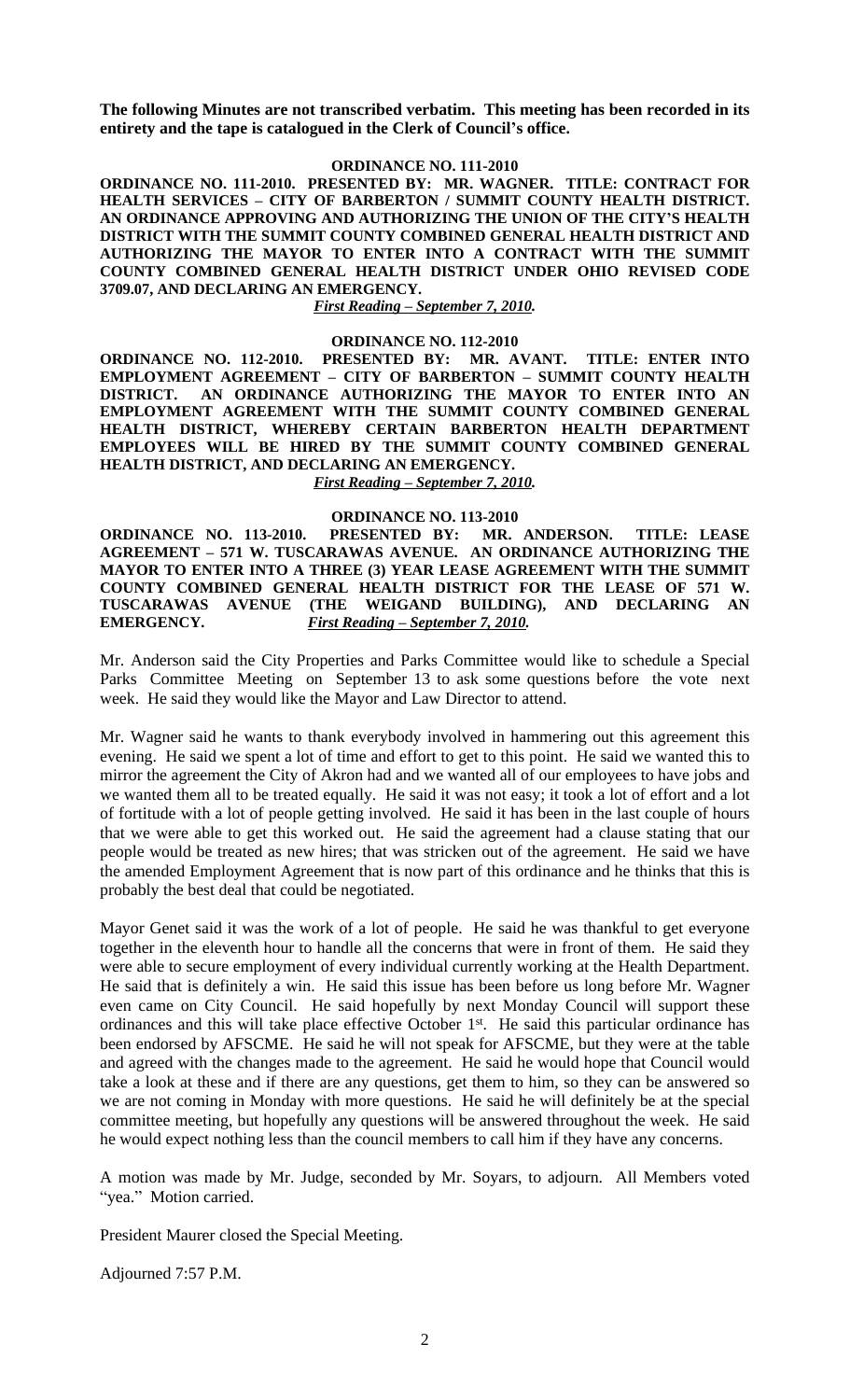**The following Minutes are not transcribed verbatim. This meeting has been recorded in its entirety and the tape is catalogued in the Clerk of Council's office.**

**ORDINANCE NO. 111-2010**

**ORDINANCE NO. 111-2010. PRESENTED BY: MR. WAGNER. TITLE: CONTRACT FOR HEALTH SERVICES – CITY OF BARBERTON / SUMMIT COUNTY HEALTH DISTRICT. AN ORDINANCE APPROVING AND AUTHORIZING THE UNION OF THE CITY'S HEALTH DISTRICT WITH THE SUMMIT COUNTY COMBINED GENERAL HEALTH DISTRICT AND AUTHORIZING THE MAYOR TO ENTER INTO A CONTRACT WITH THE SUMMIT COUNTY COMBINED GENERAL HEALTH DISTRICT UNDER OHIO REVISED CODE 3709.07, AND DECLARING AN EMERGENCY.**

***First Reading – September 7, 2010.***

**ORDINANCE NO. 112-2010**

**ORDINANCE NO. 112-2010. PRESENTED BY: MR. AVANT. TITLE: ENTER INTO EMPLOYMENT AGREEMENT – CITY OF BARBERTON – SUMMIT COUNTY HEALTH DISTRICT. AN ORDINANCE AUTHORIZING THE MAYOR TO ENTER INTO AN EMPLOYMENT AGREEMENT WITH THE SUMMIT COUNTY COMBINED GENERAL HEALTH DISTRICT, WHEREBY CERTAIN BARBERTON HEALTH DEPARTMENT EMPLOYEES WILL BE HIRED BY THE SUMMIT COUNTY COMBINED GENERAL HEALTH DISTRICT, AND DECLARING AN EMERGENCY.**

***First Reading – September 7, 2010.***

**ORDINANCE NO. 113-2010**

**ORDINANCE NO. 113-2010. PRESENTED BY: MR. ANDERSON. TITLE: LEASE AGREEMENT – 571 W. TUSCARAWAS AVENUE. AN ORDINANCE AUTHORIZING THE MAYOR TO ENTER INTO A THREE (3) YEAR LEASE AGREEMENT WITH THE SUMMIT COUNTY COMBINED GENERAL HEALTH DISTRICT FOR THE LEASE OF 571 W. TUSCARAWAS AVENUE (THE WEIGAND BUILDING), AND DECLARING AN EMERGENCY.** ***First Reading – September 7, 2010.***

Mr. Anderson said the City Properties and Parks Committee would like to schedule a Special Parks Committee Meeting on September 13 to ask some questions before the vote next week. He said they would like the Mayor and Law Director to attend.

Mr. Wagner said he wants to thank everybody involved in hammering out this agreement this evening. He said we spent a lot of time and effort to get to this point. He said we wanted this to mirror the agreement the City of Akron had and we wanted all of our employees to have jobs and we wanted them all to be treated equally. He said it was not easy; it took a lot of effort and a lot of fortitude with a lot of people getting involved. He said it has been in the last couple of hours that we were able to get this worked out. He said the agreement had a clause stating that our people would be treated as new hires; that was stricken out of the agreement. He said we have the amended Employment Agreement that is now part of this ordinance and he thinks that this is probably the best deal that could be negotiated.

Mayor Genet said it was the work of a lot of people. He said he was thankful to get everyone together in the eleventh hour to handle all the concerns that were in front of them. He said they were able to secure employment of every individual currently working at the Health Department. He said that is definitely a win. He said this issue has been before us long before Mr. Wagner even came on City Council. He said hopefully by next Monday Council will support these ordinances and this will take place effective October 1st. He said this particular ordinance has been endorsed by AFSCME. He said he will not speak for AFSCME, but they were at the table and agreed with the changes made to the agreement. He said he would hope that Council would take a look at these and if there are any questions, get them to him, so they can be answered so we are not coming in Monday with more questions. He said he will definitely be at the special committee meeting, but hopefully any questions will be answered throughout the week. He said he would expect nothing less than the council members to call him if they have any concerns.

A motion was made by Mr. Judge, seconded by Mr. Soyars, to adjourn. All Members voted "yea." Motion carried.

President Maurer closed the Special Meeting.

Adjourned 7:57 P.M.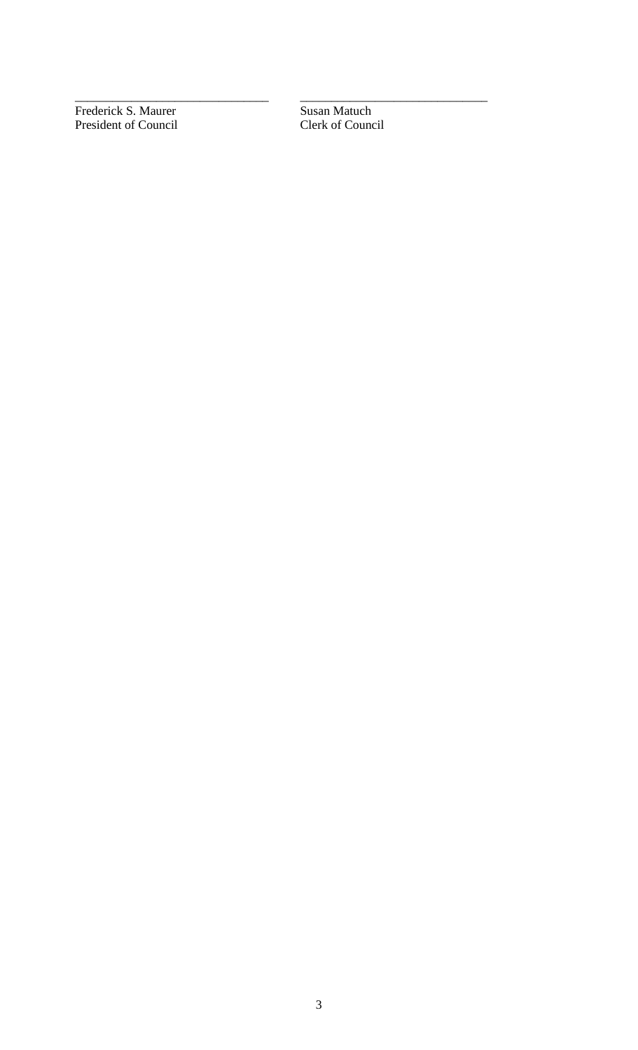\_\_\_\_\_\_\_\_\_\_\_\_\_\_\_\_\_\_\_\_\_\_\_\_\_\_\_\_\_\_
Frederick S. Maurer
President of Council

\_\_\_\_\_\_\_\_\_\_\_\_\_\_\_\_\_\_\_\_\_\_\_\_\_\_\_\_\_\_
Susan Matuch
Clerk of Council